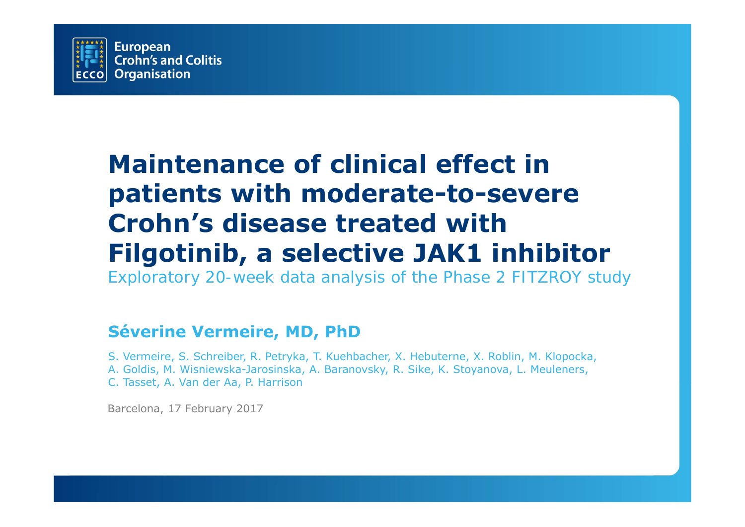European Crohn's and Colitis Organisation

# Maintenance of clinical effect in patients with moderate-to-severe Crohn's disease treated with Filgotinib, a selective JAK1 inhibitor

Exploratory 20-week data analysis of the Phase 2 FITZROY study

**Séverine Vermeire, MD, PhD**

S. Vermeire, S. Schreiber, R. Petryka, T. Kuehbacher, X. Hebuterne, X. Roblin, M. Klopocka, A. Goldis, M. Wisniewska-Jarosinska, A. Baranovsky, R. Sike, K. Stoyanova, L. Meuleners, C. Tasset, A. Van der Aa, P. Harrison

Barcelona, 17 February 2017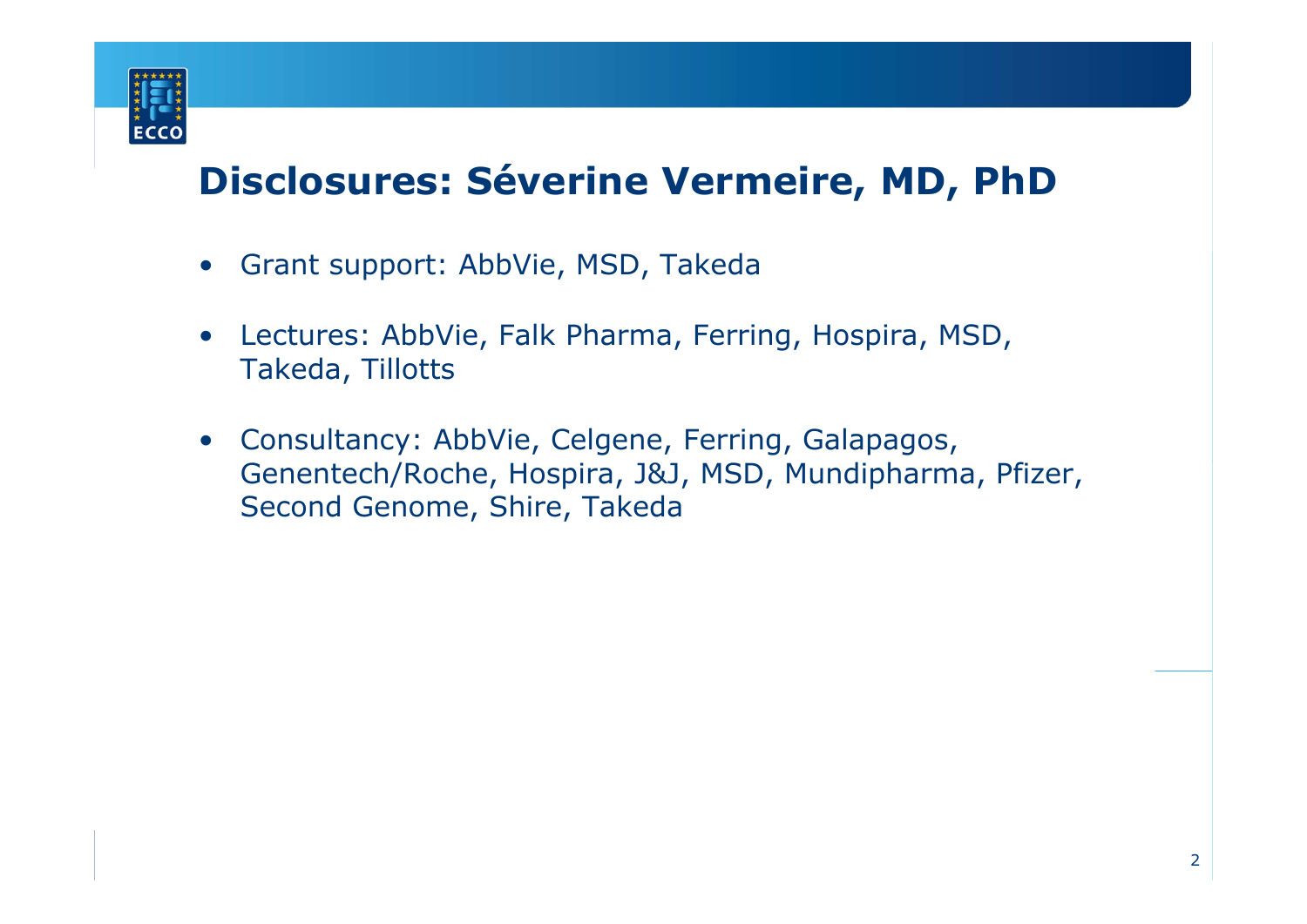# Disclosures: Séverine Vermeire, MD, PhD

- Grant support: AbbVie, MSD, Takeda
- Lectures: AbbVie, Falk Pharma, Ferring, Hospira, MSD, Takeda, Tillotts
- Consultancy: AbbVie, Celgene, Ferring, Galapagos, Genentech/Roche, Hospira, J&J, MSD, Mundipharma, Pfizer, Second Genome, Shire, Takeda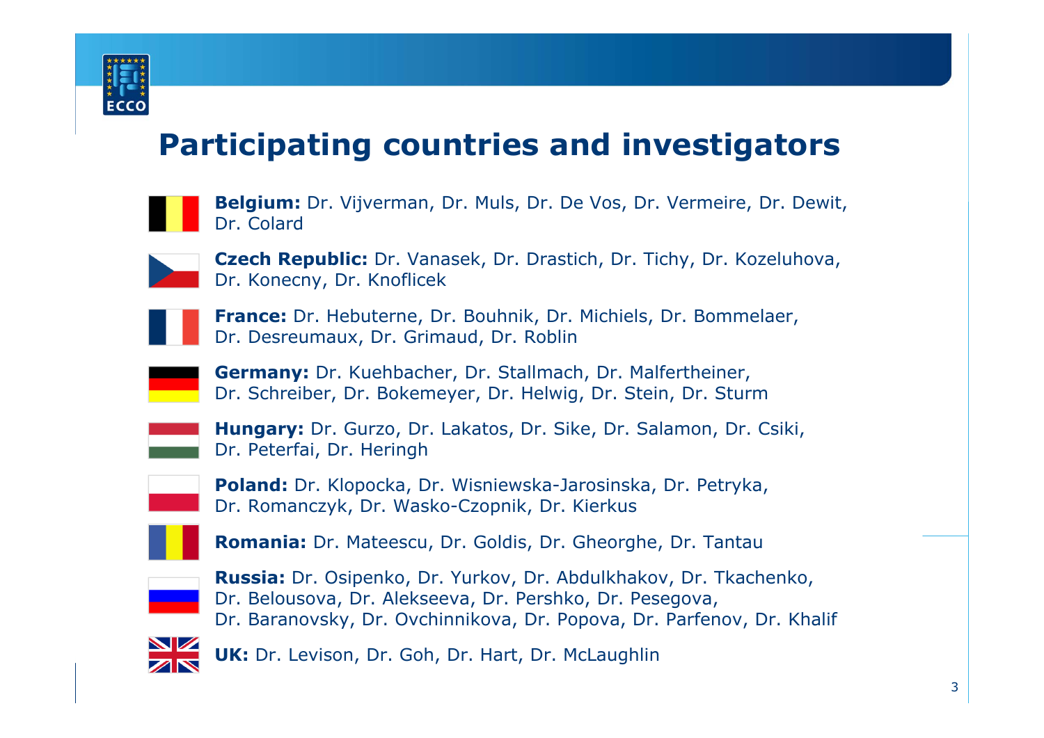# Participating countries and investigators

**Belgium:** Dr. Vijverman, Dr. Muls, Dr. De Vos, Dr. Vermeire, Dr. Dewit, Dr. Colard

**Czech Republic:** Dr. Vanasek, Dr. Drastich, Dr. Tichy, Dr. Kozeluhova, Dr. Konecny, Dr. Knoflicek

**France:** Dr. Hebuterne, Dr. Bouhnik, Dr. Michiels, Dr. Bommelaer, Dr. Desreumaux, Dr. Grimaud, Dr. Roblin

**Germany:** Dr. Kuehbacher, Dr. Stallmach, Dr. Malfertheiner, Dr. Schreiber, Dr. Bokemeyer, Dr. Helwig, Dr. Stein, Dr. Sturm

**Hungary:** Dr. Gurzo, Dr. Lakatos, Dr. Sike, Dr. Salamon, Dr. Csiki, Dr. Peterfai, Dr. Heringh

**Poland:** Dr. Klopocka, Dr. Wisniewska-Jarosinska, Dr. Petryka, Dr. Romanczyk, Dr. Wasko-Czopnik, Dr. Kierkus

**Romania:** Dr. Mateescu, Dr. Goldis, Dr. Gheorghe, Dr. Tantau

**Russia:** Dr. Osipenko, Dr. Yurkov, Dr. Abdulkhakov, Dr. Tkachenko, Dr. Belousova, Dr. Alekseeva, Dr. Pershko, Dr. Pesegova, Dr. Baranovsky, Dr. Ovchinnikova, Dr. Popova, Dr. Parfenov, Dr. Khalif

**UK:** Dr. Levison, Dr. Goh, Dr. Hart, Dr. McLaughlin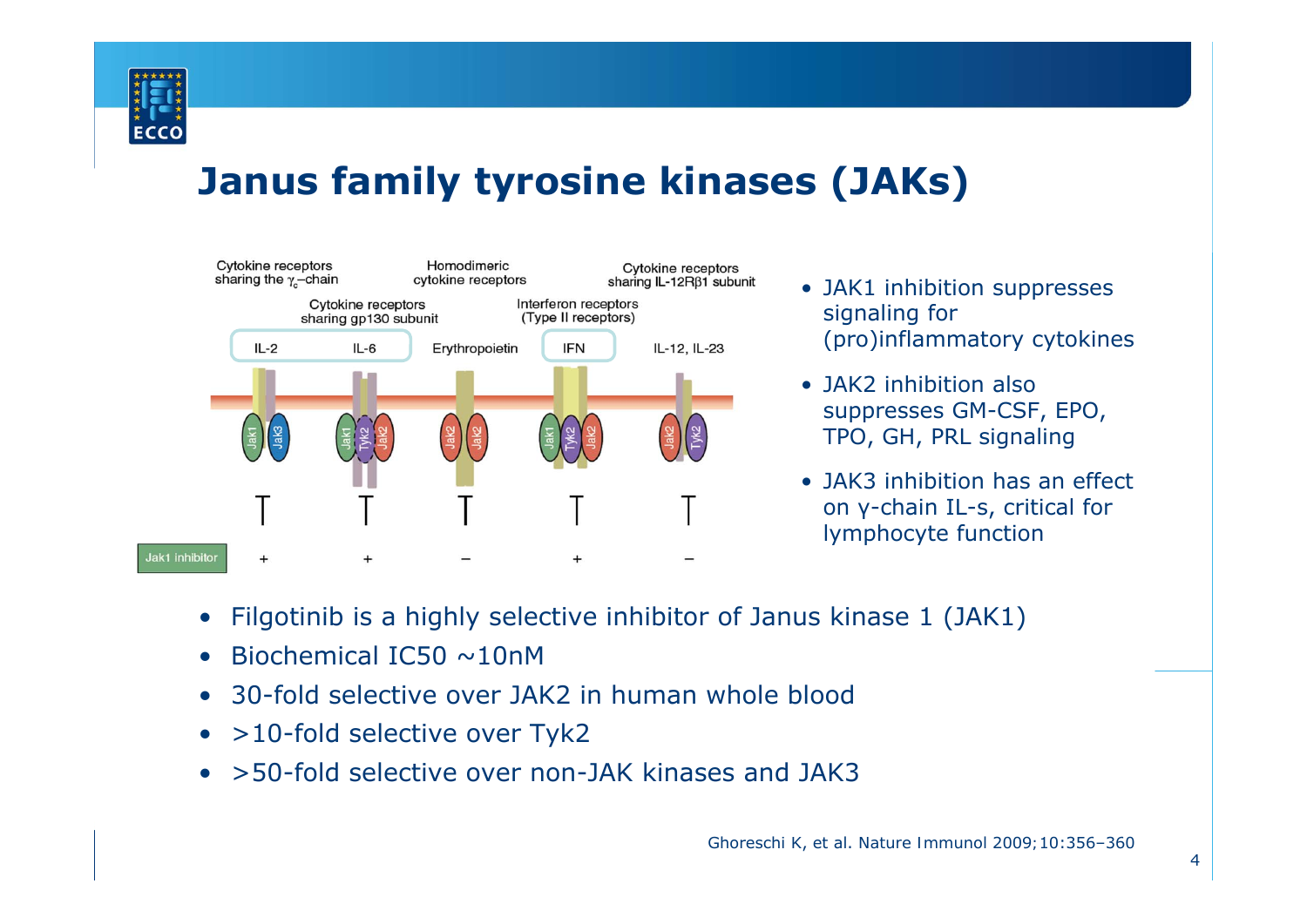# Janus family tyrosine kinases (JAKs)

- JAK1 inhibition suppresses signaling for (pro)inflammatory cytokines
- JAK2 inhibition also suppresses GM-CSF, EPO, TPO, GH, PRL signaling
- JAK3 inhibition has an effect on γ-chain IL-s, critical for lymphocyte function

- Filgotinib is a highly selective inhibitor of Janus kinase 1 (JAK1)
- Biochemical IC50 ~10nM
- 30-fold selective over JAK2 in human whole blood
- >10-fold selective over Tyk2
- >50-fold selective over non-JAK kinases and JAK3

Ghoreschi K, et al. Nature Immunol 2009;10:356–360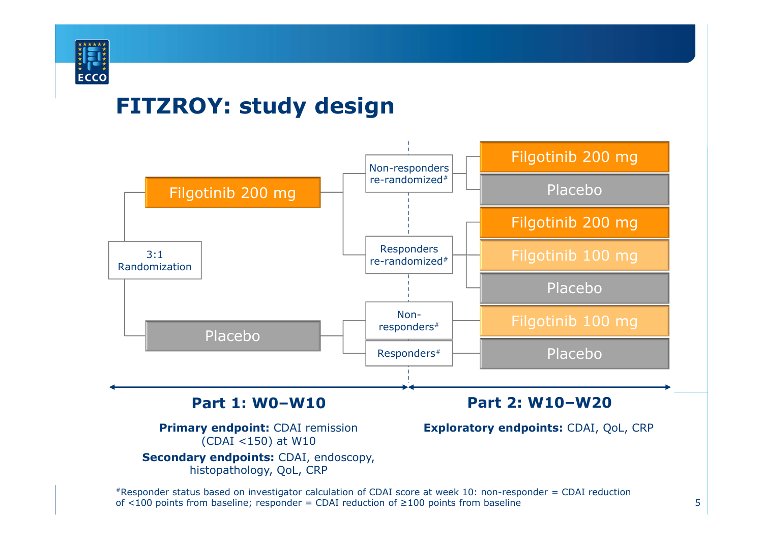# FITZROY: study design

3:1 Randomization

- Filgotinib 200 mg
  - Non-responders re-randomized#
    - Filgotinib 200 mg
    - Placebo
  - Responders re-randomized#
    - Filgotinib 200 mg
    - Filgotinib 100 mg
    - Placebo
- Placebo
  - Non-responders#
    - Filgotinib 100 mg
  - Responders#
    - Placebo

**Part 1: W0–W10**

**Primary endpoint:** CDAI remission (CDAI <150) at W10

**Secondary endpoints:** CDAI, endoscopy, histopathology, QoL, CRP

**Part 2: W10–W20**

**Exploratory endpoints:** CDAI, QoL, CRP

#Responder status based on investigator calculation of CDAI score at week 10: non-responder = CDAI reduction of <100 points from baseline; responder = CDAI reduction of ≥100 points from baseline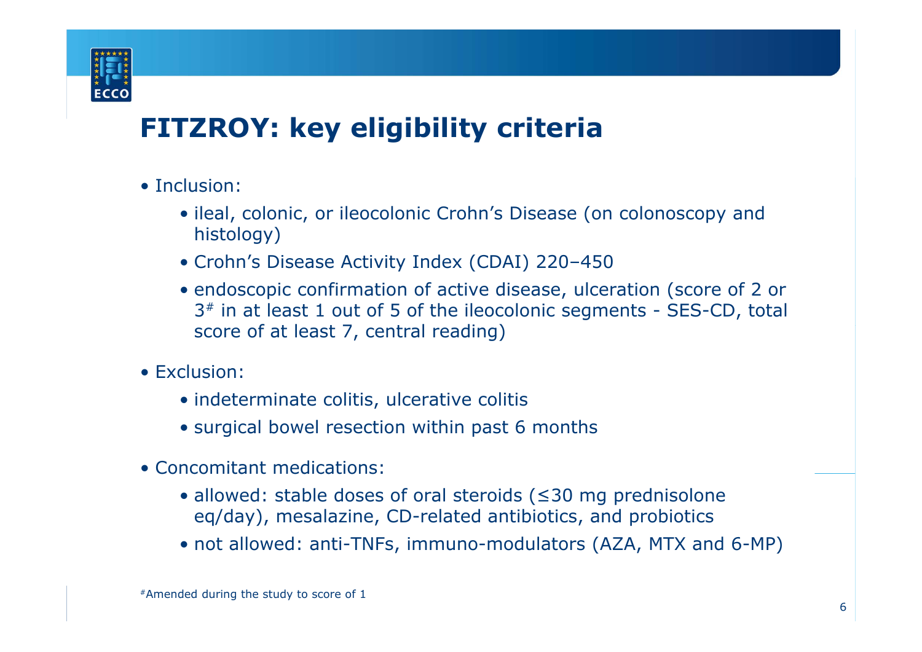# FITZROY: key eligibility criteria

- Inclusion:
  - ileal, colonic, or ileocolonic Crohn's Disease (on colonoscopy and histology)
  - Crohn's Disease Activity Index (CDAI) 220–450
  - endoscopic confirmation of active disease, ulceration (score of 2 or 3[#] in at least 1 out of 5 of the ileocolonic segments - SES-CD, total score of at least 7, central reading)
- Exclusion:
  - indeterminate colitis, ulcerative colitis
  - surgical bowel resection within past 6 months
- Concomitant medications:
  - allowed: stable doses of oral steroids (≤30 mg prednisolone eq/day), mesalazine, CD-related antibiotics, and probiotics
  - not allowed: anti-TNFs, immuno-modulators (AZA, MTX and 6-MP)

[#]Amended during the study to score of 1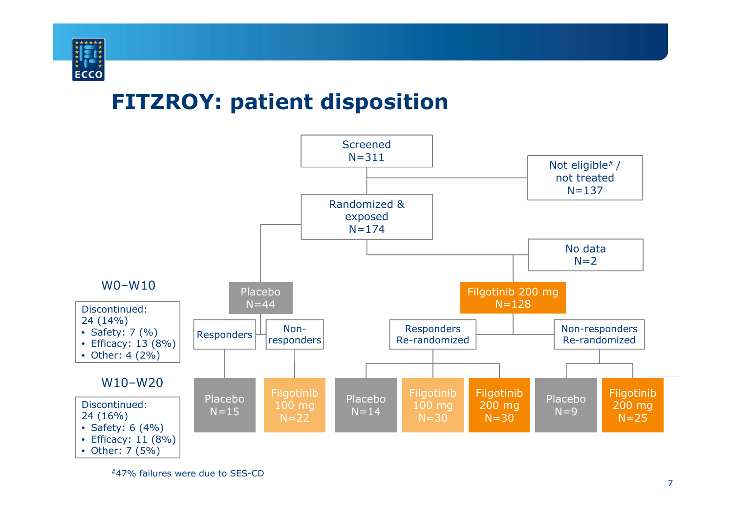# FITZROY: patient disposition

Screened
N=311

Not eligible[#] / not treated
N=137

Randomized & exposed
N=174

No data
N=2

W0–W10

Placebo
N=44

Filgotinib 200 mg
N=128

Discontinued:
24 (14%)
- Safety: 7 (%)
- Efficacy: 13 (8%)
- Other: 4 (2%)

Responders

Non-responders

Responders Re-randomized

Non-responders Re-randomized

W10–W20

Discontinued:
24 (16%)
- Safety: 6 (4%)
- Efficacy: 11 (8%)
- Other: 7 (5%)

Placebo
N=15

Filgotinib 100 mg
N=22

Placebo
N=14

Filgotinib 100 mg
N=30

Filgotinib 200 mg
N=30

Placebo
N=9

Filgotinib 200 mg
N=25

[#]47% failures were due to SES-CD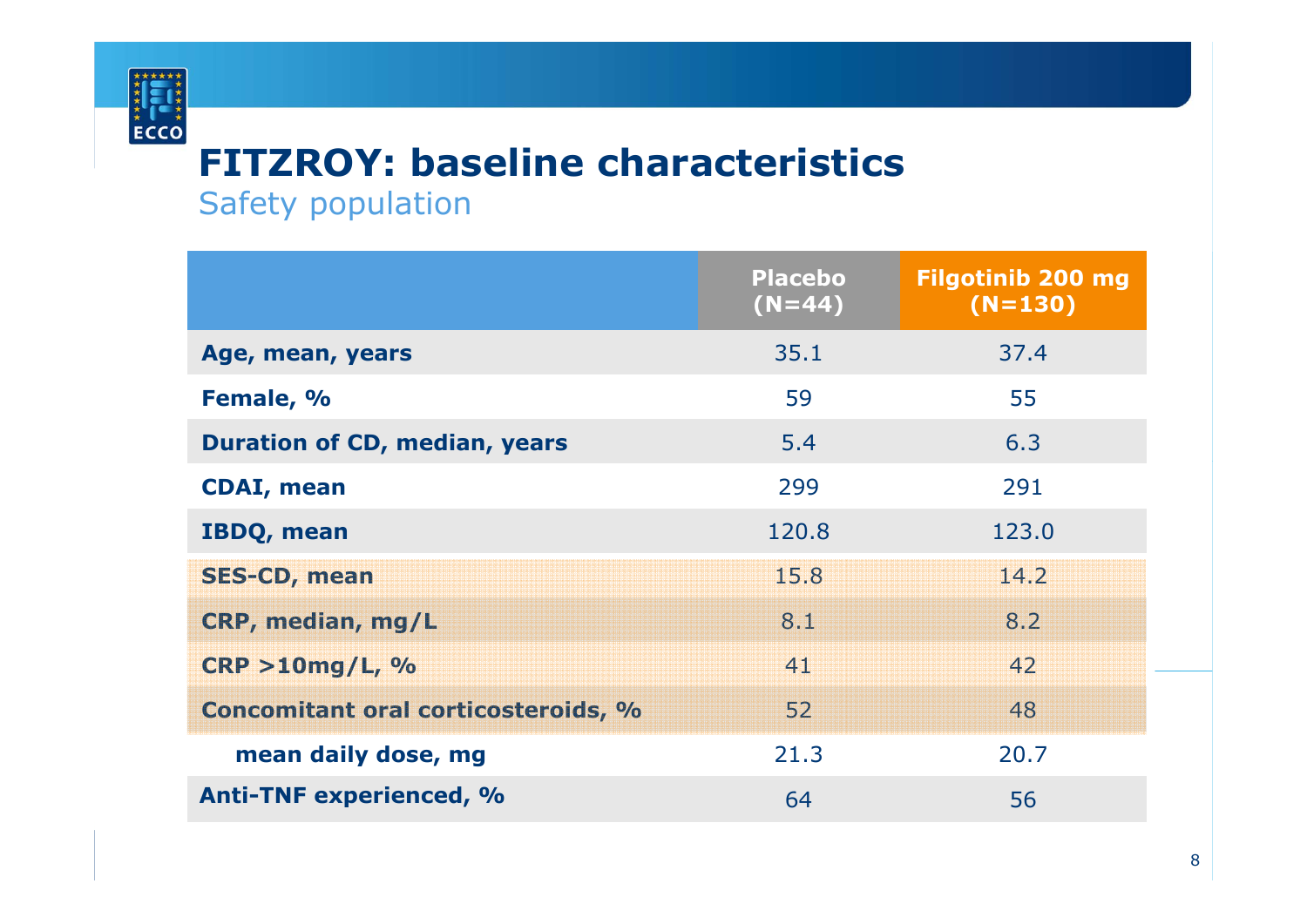# FITZROY: baseline characteristics

## Safety population

| | Placebo (N=44) | Filgotinib 200 mg (N=130) |
|---|---|---|
| **Age, mean, years** | 35.1 | 37.4 |
| **Female, %** | 59 | 55 |
| **Duration of CD, median, years** | 5.4 | 6.3 |
| **CDAI, mean** | 299 | 291 |
| **IBDQ, mean** | 120.8 | 123.0 |
| **SES-CD, mean** | 15.8 | 14.2 |
| **CRP, median, mg/L** | 8.1 | 8.2 |
| **CRP >10mg/L, %** | 41 | 42 |
| **Concomitant oral corticosteroids, %** | 52 | 48 |
| **mean daily dose, mg** | 21.3 | 20.7 |
| **Anti-TNF experienced, %** | 64 | 56 |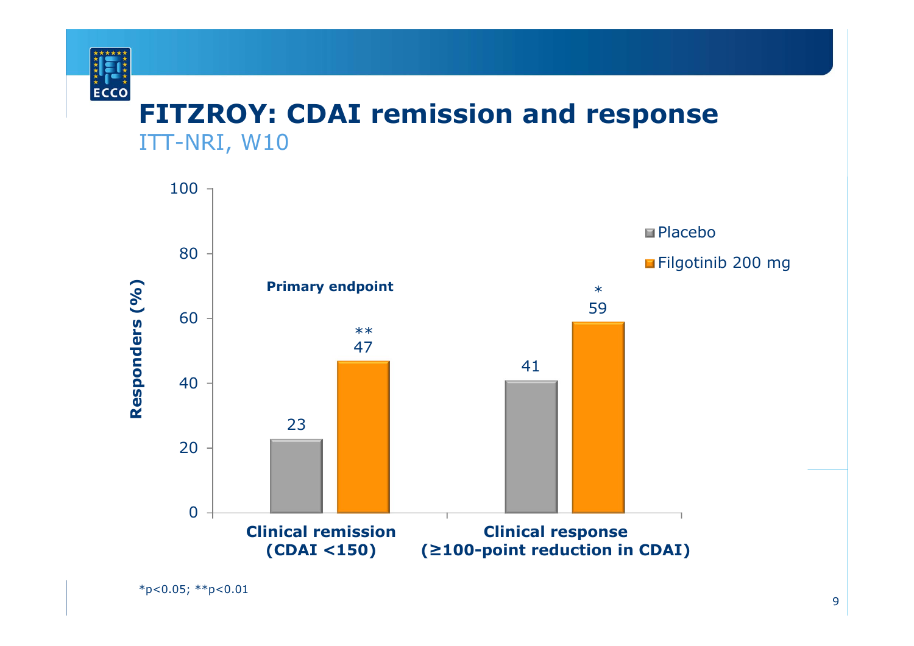# FITZROY: CDAI remission and response

ITT-NRI, W10

| | Placebo | Filgotinib 200 mg |
|---|---|---|
| Clinical remission (CDAI <150) — Primary endpoint | 23 | 47** |
| Clinical response (≥100-point reduction in CDAI) | 41 | 59* |

Responders (%)

*$p<0.05$; **$p<0.01$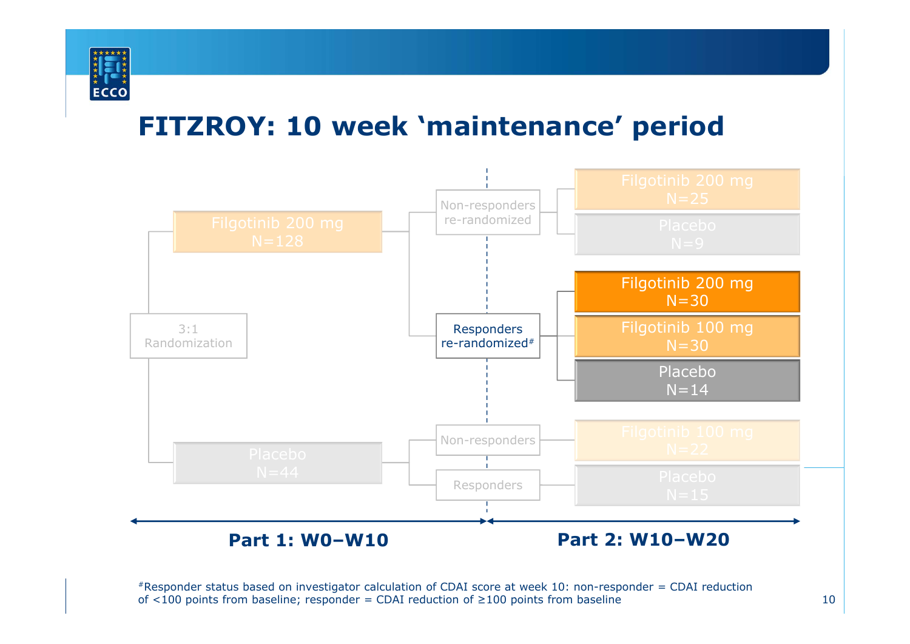# FITZROY: 10 week 'maintenance' period

3:1 Randomization

**Part 1: W0–W10**

- Filgotinib 200 mg N=128
  - Non-responders re-randomized
    - Filgotinib 200 mg N=25
    - Placebo N=9
  - Responders re-randomized#
    - Filgotinib 200 mg N=30
    - Filgotinib 100 mg N=30
    - Placebo N=14
- Placebo N=44
  - Non-responders
    - Filgotinib 100 mg N=22
  - Responders
    - Placebo N=15

**Part 2: W10–W20**

#Responder status based on investigator calculation of CDAI score at week 10: non-responder = CDAI reduction of <100 points from baseline; responder = CDAI reduction of ≥100 points from baseline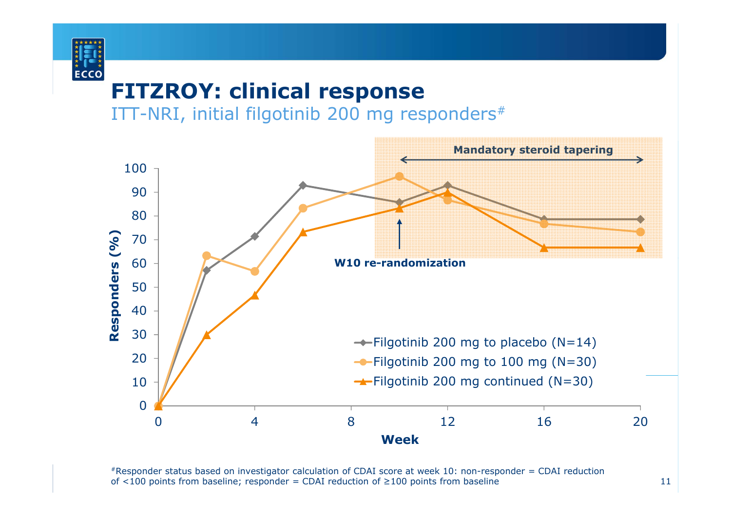# FITZROY: clinical response

ITT-NRI, initial filgotinib 200 mg responders[#]

Mandatory steroid tapering

W10 re-randomization

Responders (%)

Week

- Filgotinib 200 mg to placebo (N=14)
- Filgotinib 200 mg to 100 mg (N=30)
- Filgotinib 200 mg continued (N=30)

[#]Responder status based on investigator calculation of CDAI score at week 10: non-responder = CDAI reduction of <100 points from baseline; responder = CDAI reduction of ≥100 points from baseline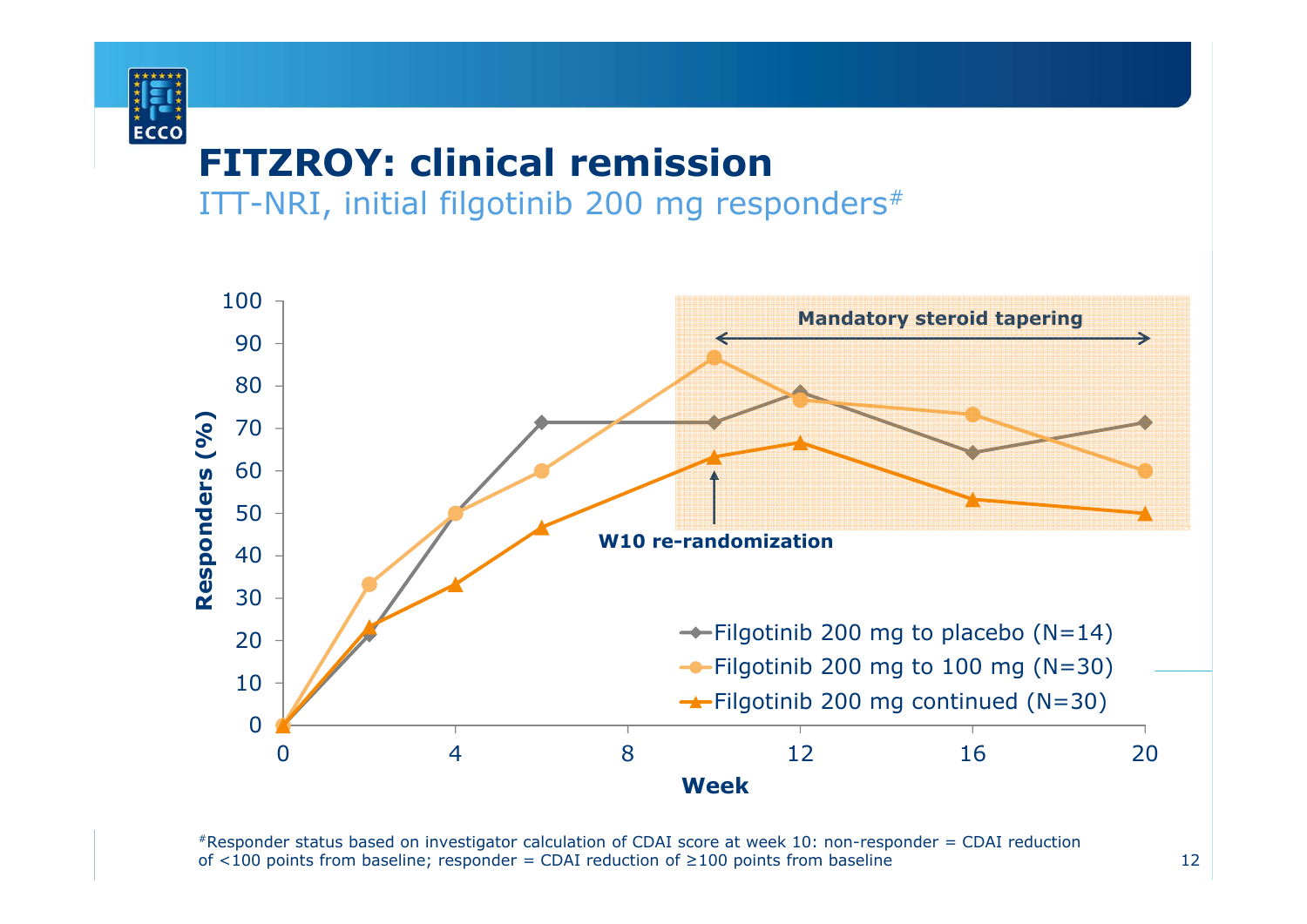# FITZROY: clinical remission

ITT-NRI, initial filgotinib 200 mg responders[#]

Mandatory steroid tapering

W10 re-randomization

Responders (%)

Week

- Filgotinib 200 mg to placebo (N=14)
- Filgotinib 200 mg to 100 mg (N=30)
- Filgotinib 200 mg continued (N=30)

[#]Responder status based on investigator calculation of CDAI score at week 10: non-responder = CDAI reduction of <100 points from baseline; responder = CDAI reduction of ≥100 points from baseline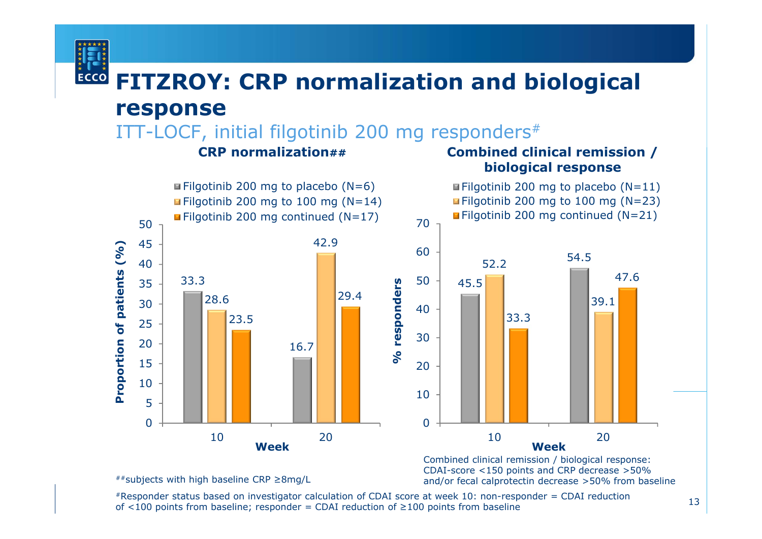# FITZROY: CRP normalization and biological response

ITT-LOCF, initial filgotinib 200 mg responders#

### CRP normalization##

| Week | Filgotinib 200 mg to placebo (N=6) | Filgotinib 200 mg to 100 mg (N=14) | Filgotinib 200 mg continued (N=17) |
|---|---|---|---|
| 10 | 33.3 | 28.6 | 23.5 |
| 20 | 16.7 | 42.9 | 29.4 |

Proportion of patients (%)

### Combined clinical remission / biological response

| Week | Filgotinib 200 mg to placebo (N=11) | Filgotinib 200 mg to 100 mg (N=23) | Filgotinib 200 mg continued (N=21) |
|---|---|---|---|
| 10 | 45.5 | 52.2 | 33.3 |
| 20 | 54.5 | 39.1 | 47.6 |

% responders

Combined clinical remission / biological response: CDAI-score <150 points and CRP decrease >50% and/or fecal calprotectin decrease >50% from baseline

##subjects with high baseline CRP ≥8mg/L

#Responder status based on investigator calculation of CDAI score at week 10: non-responder = CDAI reduction of <100 points from baseline; responder = CDAI reduction of ≥100 points from baseline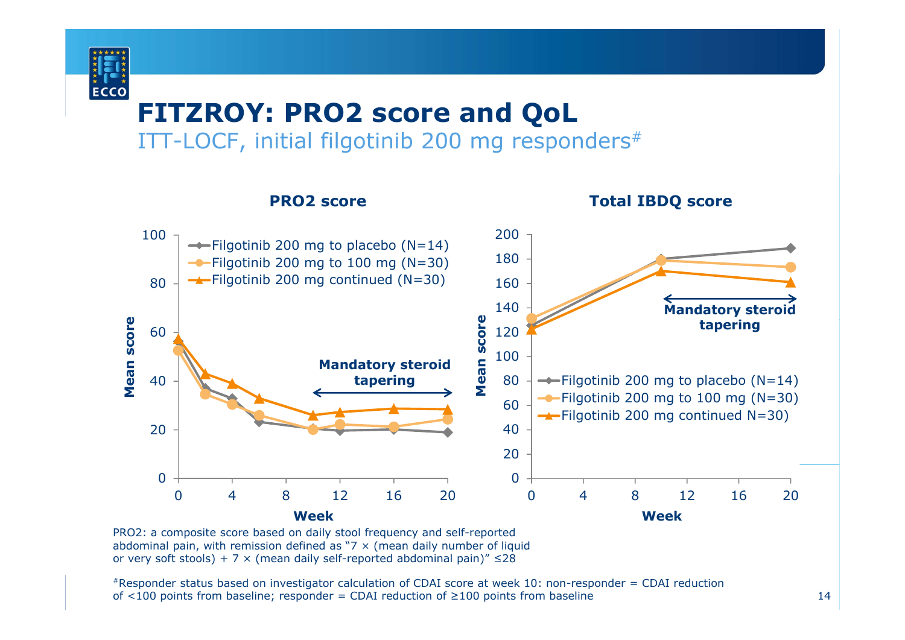# FITZROY: PRO2 score and QoL

ITT-LOCF, initial filgotinib 200 mg responders#

**PRO2 score**

Mean score

- Filgotinib 200 mg to placebo (N=14)
- Filgotinib 200 mg to 100 mg (N=30)
- Filgotinib 200 mg continued (N=30)

Mandatory steroid tapering

Week

**Total IBDQ score**

Mean score

- Filgotinib 200 mg to placebo (N=14)
- Filgotinib 200 mg to 100 mg (N=30)
- Filgotinib 200 mg continued N=30)

Mandatory steroid tapering

Week

PRO2: a composite score based on daily stool frequency and self-reported abdominal pain, with remission defined as "7 × (mean daily number of liquid or very soft stools) + 7 × (mean daily self-reported abdominal pain)" ≤28

#Responder status based on investigator calculation of CDAI score at week 10: non-responder = CDAI reduction of <100 points from baseline; responder = CDAI reduction of ≥100 points from baseline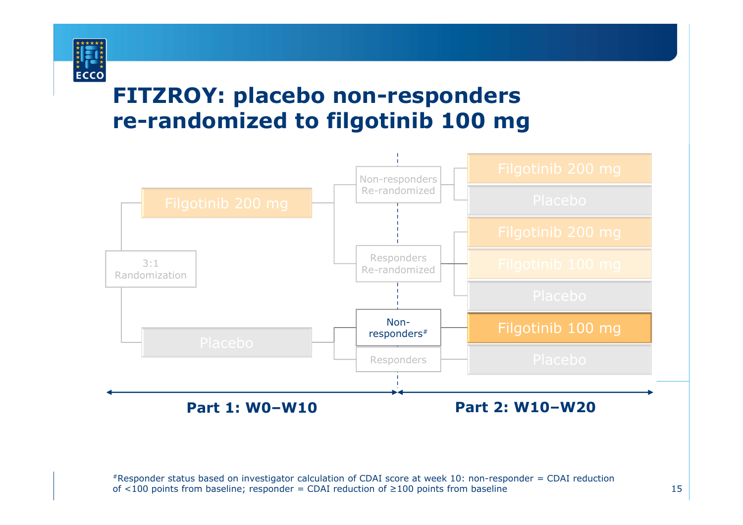# FITZROY: placebo non-responders re-randomized to filgotinib 100 mg

3:1 Randomization

- Filgotinib 200 mg
  - Non-responders Re-randomized → Filgotinib 200 mg / Placebo
  - Responders Re-randomized → Filgotinib 200 mg / Filgotinib 100 mg / Placebo
- Placebo
  - Non-responders# → Filgotinib 100 mg
  - Responders → Placebo

**Part 1: W0–W10** | **Part 2: W10–W20**

#Responder status based on investigator calculation of CDAI score at week 10: non-responder = CDAI reduction of <100 points from baseline; responder = CDAI reduction of ≥100 points from baseline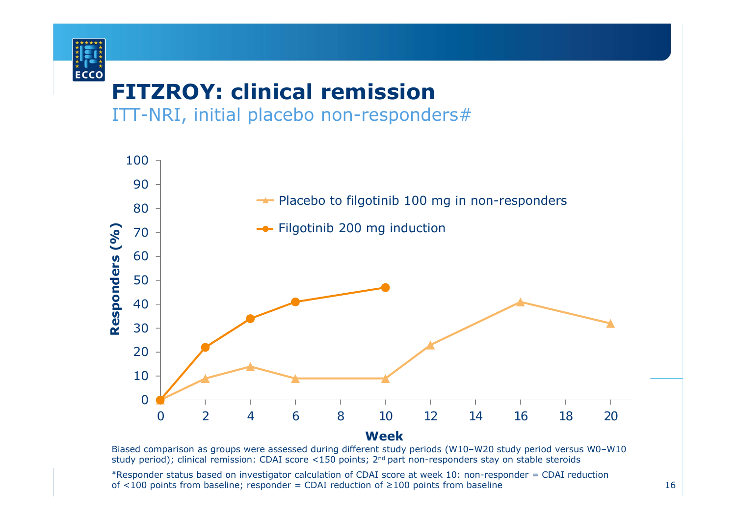# FITZROY: clinical remission

ITT-NRI, initial placebo non-responders#

Biased comparison as groups were assessed during different study periods (W10–W20 study period versus W0–W10 study period); clinical remission: CDAI score <150 points; 2nd part non-responders stay on stable steroids

#Responder status based on investigator calculation of CDAI score at week 10: non-responder = CDAI reduction of <100 points from baseline; responder = CDAI reduction of ≥100 points from baseline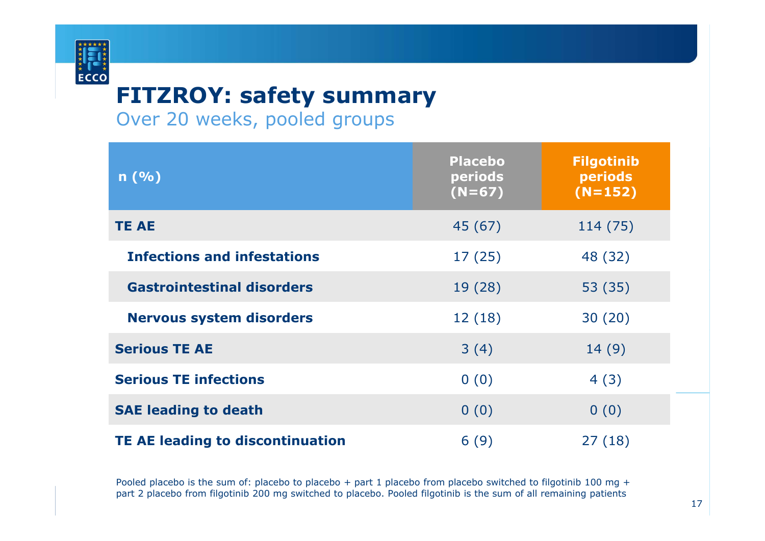# FITZROY: safety summary

## Over 20 weeks, pooled groups

| n (%) | Placebo periods (N=67) | Filgotinib periods (N=152) |
|---|---|---|
| **TE AE** | 45 (67) | 114 (75) |
| **Infections and infestations** | 17 (25) | 48 (32) |
| **Gastrointestinal disorders** | 19 (28) | 53 (35) |
| **Nervous system disorders** | 12 (18) | 30 (20) |
| **Serious TE AE** | 3 (4) | 14 (9) |
| **Serious TE infections** | 0 (0) | 4 (3) |
| **SAE leading to death** | 0 (0) | 0 (0) |
| **TE AE leading to discontinuation** | 6 (9) | 27 (18) |

Pooled placebo is the sum of: placebo to placebo + part 1 placebo from placebo switched to filgotinib 100 mg + part 2 placebo from filgotinib 200 mg switched to placebo. Pooled filgotinib is the sum of all remaining patients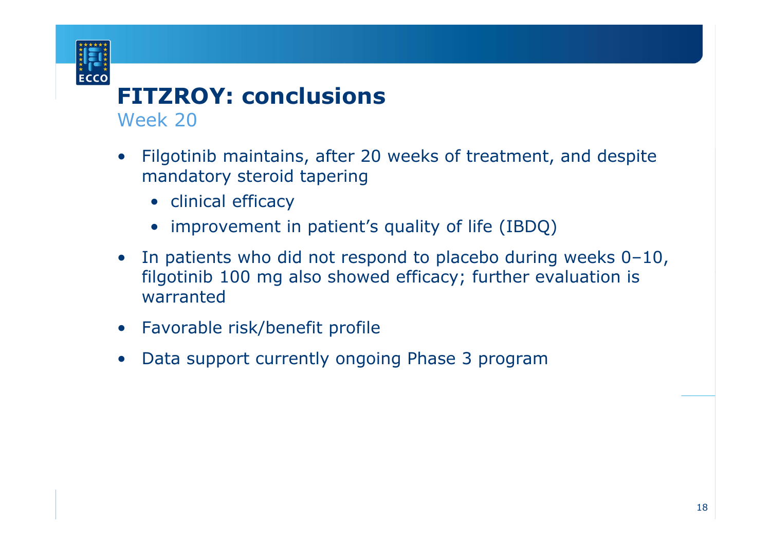# FITZROY: conclusions

Week 20

- Filgotinib maintains, after 20 weeks of treatment, and despite mandatory steroid tapering
  - clinical efficacy
  - improvement in patient's quality of life (IBDQ)
- In patients who did not respond to placebo during weeks 0–10, filgotinib 100 mg also showed efficacy; further evaluation is warranted
- Favorable risk/benefit profile
- Data support currently ongoing Phase 3 program